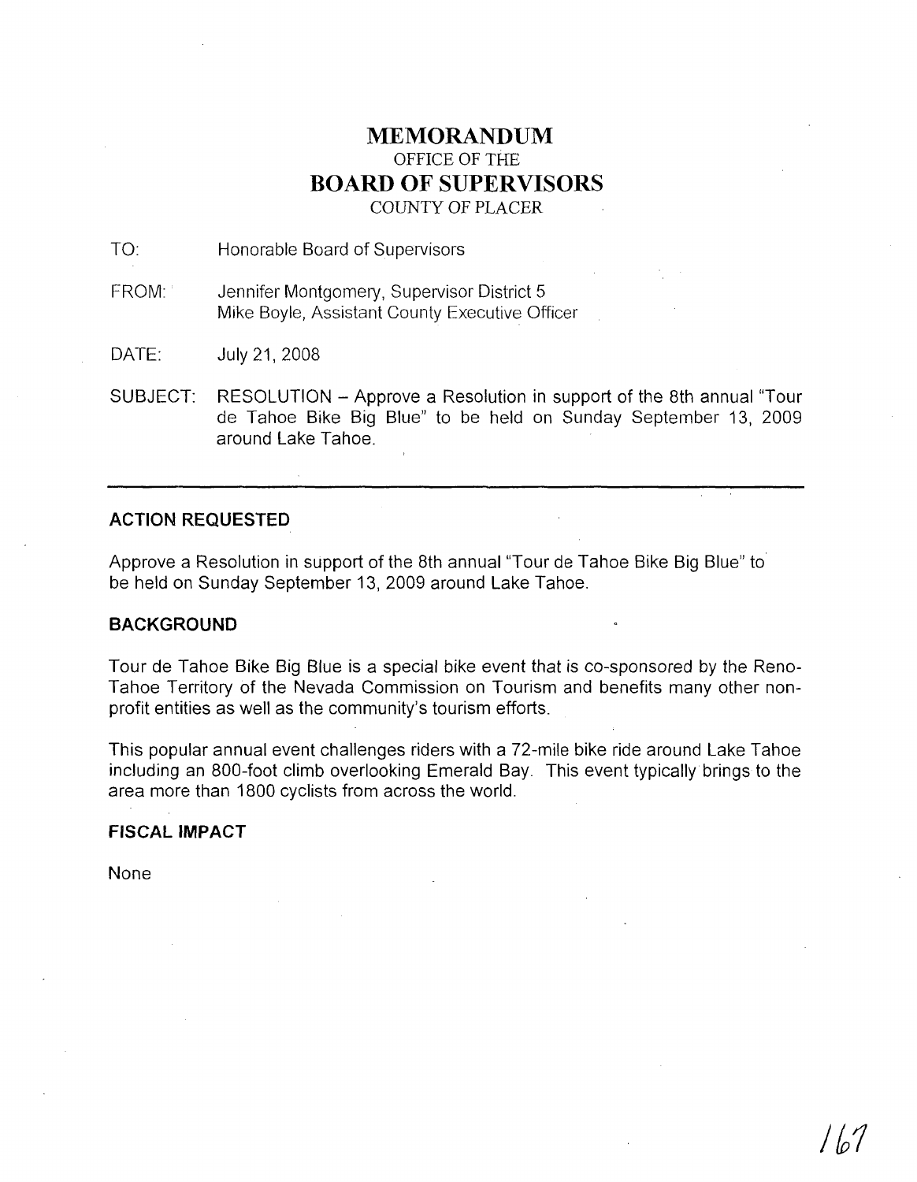# MEMORANDUM

OFFICE OF THE

# BOARD OF SUPERVISORS

COUNTY OF PLACER

TO: Honorable Board of Supervisors

FROM: Jennifer Montgomery, Supervisor District 5
Mike Boyle, Assistant County Executive Officer

DATE: July 21, 2008

SUBJECT: RESOLUTION – Approve a Resolution in support of the 8th annual "Tour de Tahoe Bike Big Blue" to be held on Sunday September 13, 2009 around Lake Tahoe.

---

## ACTION REQUESTED

Approve a Resolution in support of the 8th annual "Tour de Tahoe Bike Big Blue" to be held on Sunday September 13, 2009 around Lake Tahoe.

## BACKGROUND

Tour de Tahoe Bike Big Blue is a special bike event that is co-sponsored by the Reno-Tahoe Territory of the Nevada Commission on Tourism and benefits many other non-profit entities as well as the community's tourism efforts.

This popular annual event challenges riders with a 72-mile bike ride around Lake Tahoe including an 800-foot climb overlooking Emerald Bay. This event typically brings to the area more than 1800 cyclists from across the world.

## FISCAL IMPACT

None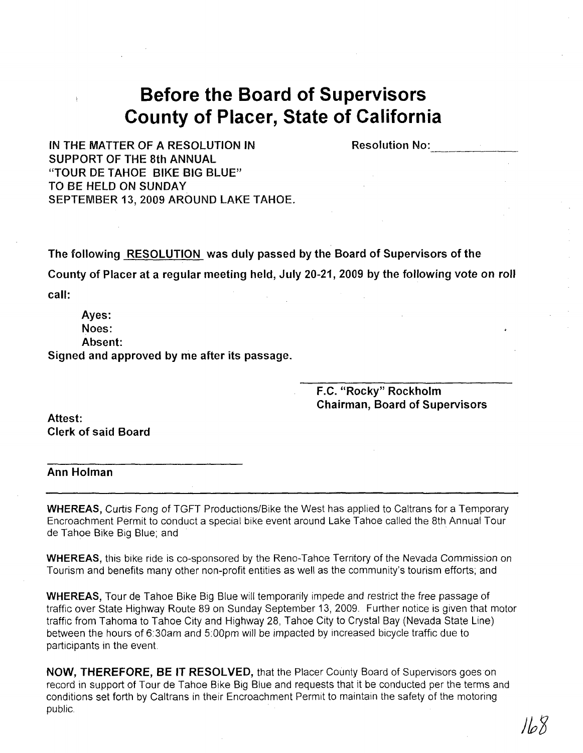# Before the Board of Supervisors County of Placer, State of California

**IN THE MATTER OF A RESOLUTION IN SUPPORT OF THE 8th ANNUAL "TOUR DE TAHOE BIKE BIG BLUE" TO BE HELD ON SUNDAY SEPTEMBER 13, 2009 AROUND LAKE TAHOE.**

**Resolution No:**\_\_\_\_\_\_\_\_\_\_\_\_

**The following RESOLUTION was duly passed by the Board of Supervisors of the County of Placer at a regular meeting held, July 20-21, 2009 by the following vote on roll call:**

**Ayes:**
**Noes:**
**Absent:**

**Signed and approved by me after its passage.**

\_\_\_\_\_\_\_\_\_\_\_\_\_\_\_\_\_\_\_\_\_\_\_\_\_\_\_\_
**F.C. "Rocky" Rockholm**
**Chairman, Board of Supervisors**

**Attest:**
**Clerk of said Board**

\_\_\_\_\_\_\_\_\_\_\_\_\_\_\_\_\_\_\_\_\_\_\_\_\_\_\_\_
**Ann Holman**

---

**WHEREAS,** Curtis Fong of TGFT Productions/Bike the West has applied to Caltrans for a Temporary Encroachment Permit to conduct a special bike event around Lake Tahoe called the 8th Annual Tour de Tahoe Bike Big Blue; and

**WHEREAS,** this bike ride is co-sponsored by the Reno-Tahoe Territory of the Nevada Commission on Tourism and benefits many other non-profit entities as well as the community's tourism efforts; and

**WHEREAS,** Tour de Tahoe Bike Big Blue will temporarily impede and restrict the free passage of traffic over State Highway Route 89 on Sunday September 13, 2009. Further notice is given that motor traffic from Tahoma to Tahoe City and Highway 28, Tahoe City to Crystal Bay (Nevada State Line) between the hours of 6:30am and 5:00pm will be impacted by increased bicycle traffic due to participants in the event.

**NOW, THEREFORE, BE IT RESOLVED,** that the Placer County Board of Supervisors goes on record in support of Tour de Tahoe Bike Big Blue and requests that it be conducted per the terms and conditions set forth by Caltrans in their Encroachment Permit to maintain the safety of the motoring public.